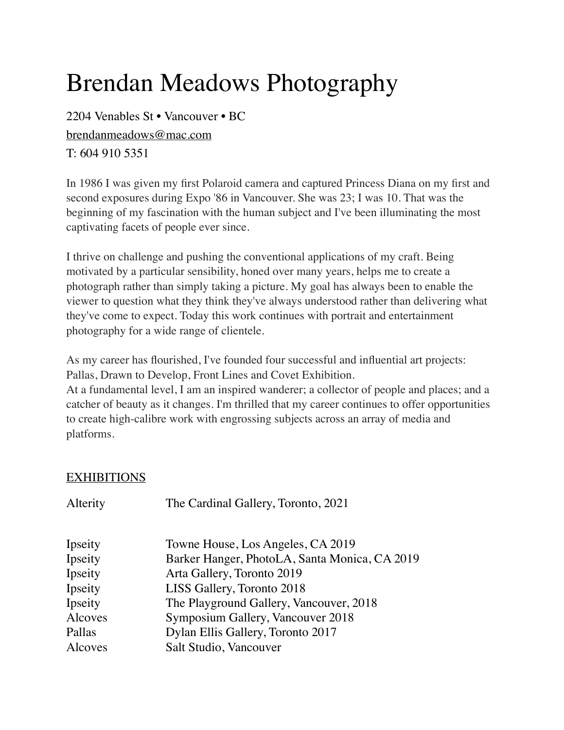# Brendan Meadows Photography

2204 Venables St • Vancouver • BC

brendanmeadows@mac.com

T: 604 910 5351

In 1986 I was given my first Polaroid camera and captured Princess Diana on my first and second exposures during Expo '86 in Vancouver. She was 23; I was 10. That was the beginning of my fascination with the human subject and I've been illuminating the most captivating facets of people ever since.

I thrive on challenge and pushing the conventional applications of my craft. Being motivated by a particular sensibility, honed over many years, helps me to create a photograph rather than simply taking a picture. My goal has always been to enable the viewer to question what they think they've always understood rather than delivering what they've come to expect. Today this work continues with portrait and entertainment photography for a wide range of clientele.

As my career has flourished, I've founded four successful and influential art projects: Pallas, Drawn to Develop, Front Lines and Covet Exhibition.
At a fundamental level, I am an inspired wanderer; a collector of people and places; and a catcher of beauty as it changes. I'm thrilled that my career continues to offer opportunities to create high-calibre work with engrossing subjects across an array of media and platforms.

## EXHIBITIONS

| | |
|---|---|
| Alterity | The Cardinal Gallery, Toronto, 2021 |
| Ipseity | Towne House, Los Angeles, CA 2019 |
| Ipseity | Barker Hanger, PhotoLA, Santa Monica, CA 2019 |
| Ipseity | Arta Gallery, Toronto 2019 |
| Ipseity | LISS Gallery, Toronto 2018 |
| Ipseity | The Playground Gallery, Vancouver, 2018 |
| Alcoves | Symposium Gallery, Vancouver 2018 |
| Pallas | Dylan Ellis Gallery, Toronto 2017 |
| Alcoves | Salt Studio, Vancouver |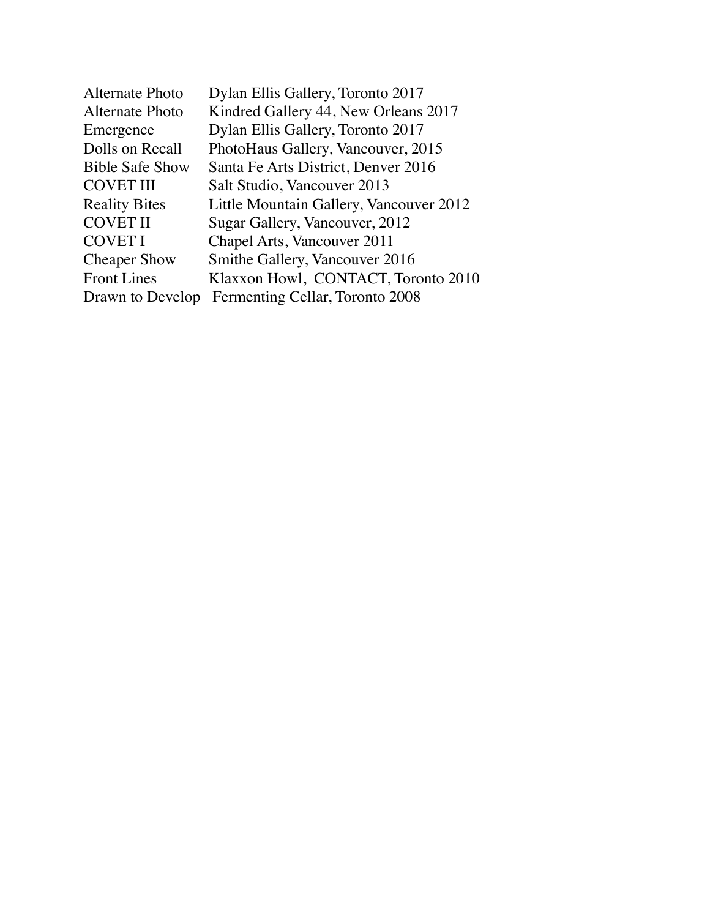| | |
|---|---|
| Alternate Photo | Dylan Ellis Gallery, Toronto 2017 |
| Alternate Photo | Kindred Gallery 44, New Orleans 2017 |
| Emergence | Dylan Ellis Gallery, Toronto 2017 |
| Dolls on Recall | PhotoHaus Gallery, Vancouver, 2015 |
| Bible Safe Show | Santa Fe Arts District, Denver 2016 |
| COVET III | Salt Studio, Vancouver 2013 |
| Reality Bites | Little Mountain Gallery, Vancouver 2012 |
| COVET II | Sugar Gallery, Vancouver, 2012 |
| COVET I | Chapel Arts, Vancouver 2011 |
| Cheaper Show | Smithe Gallery, Vancouver 2016 |
| Front Lines | Klaxxon Howl, CONTACT, Toronto 2010 |
| Drawn to Develop | Fermenting Cellar, Toronto 2008 |